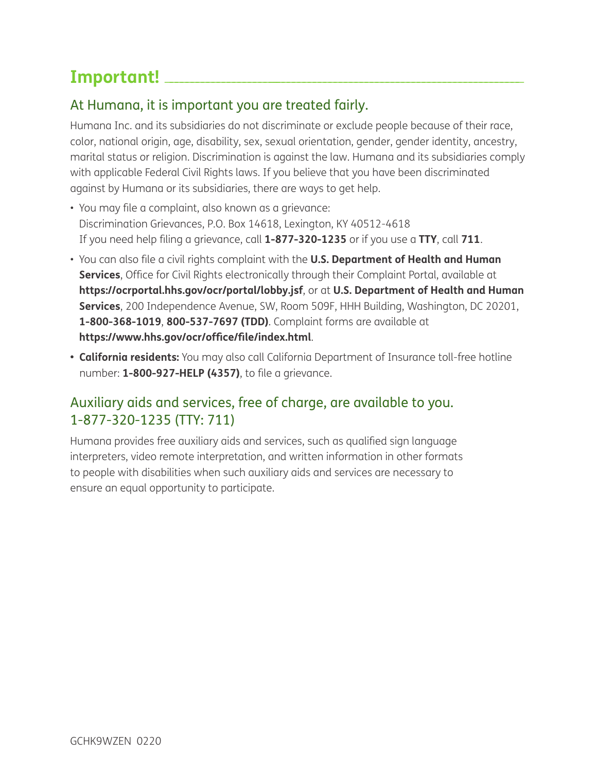# Important!

## At Humana, it is important you are treated fairly.

Humana Inc. and its subsidiaries do not discriminate or exclude people because of their race, color, national origin, age, disability, sex, sexual orientation, gender, gender identity, ancestry, marital status or religion. Discrimination is against the law. Humana and its subsidiaries comply with applicable Federal Civil Rights laws. If you believe that you have been discriminated against by Humana or its subsidiaries, there are ways to get help.

- You may file a complaint, also known as a grievance:
  Discrimination Grievances, P.O. Box 14618, Lexington, KY 40512-4618
  If you need help filing a grievance, call **1-877-320-1235** or if you use a **TTY**, call **711**.
- You can also file a civil rights complaint with the **U.S. Department of Health and Human Services**, Office for Civil Rights electronically through their Complaint Portal, available at **https://ocrportal.hhs.gov/ocr/portal/lobby.jsf**, or at **U.S. Department of Health and Human Services**, 200 Independence Avenue, SW, Room 509F, HHH Building, Washington, DC 20201, **1-800-368-1019**, **800-537-7697 (TDD)**. Complaint forms are available at **https://www.hhs.gov/ocr/office/file/index.html**.
- **California residents:** You may also call California Department of Insurance toll-free hotline number: **1-800-927-HELP (4357)**, to file a grievance.

## Auxiliary aids and services, free of charge, are available to you. 1-877-320-1235 (TTY: 711)

Humana provides free auxiliary aids and services, such as qualified sign language interpreters, video remote interpretation, and written information in other formats to people with disabilities when such auxiliary aids and services are necessary to ensure an equal opportunity to participate.

GCHK9WZEN 0220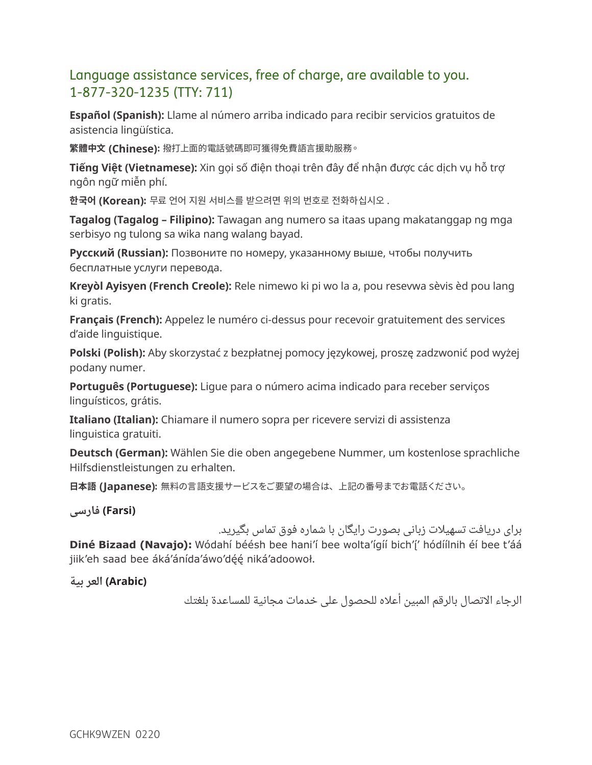## Language assistance services, free of charge, are available to you. 1-877-320-1235 (TTY: 711)

**Español (Spanish):** Llame al número arriba indicado para recibir servicios gratuitos de asistencia lingüística.

**繁體中文 (Chinese):** 撥打上面的電話號碼即可獲得免費語言援助服務。

**Tiếng Việt (Vietnamese):** Xin gọi số điện thoại trên đây để nhận được các dịch vụ hỗ trợ ngôn ngữ miễn phí.

**한국어 (Korean):** 무료 언어 지원 서비스를 받으려면 위의 번호로 전화하십시오 .

**Tagalog (Tagalog – Filipino):** Tawagan ang numero sa itaas upang makatanggap ng mga serbisyo ng tulong sa wika nang walang bayad.

**Русский (Russian):** Позвоните по номеру, указанному выше, чтобы получить бесплатные услуги перевода.

**Kreyòl Ayisyen (French Creole):** Rele nimewo ki pi wo la a, pou resevwa sèvis èd pou lang ki gratis.

**Français (French):** Appelez le numéro ci-dessus pour recevoir gratuitement des services d’aide linguistique.

**Polski (Polish):** Aby skorzystać z bezpłatnej pomocy językowej, proszę zadzwonić pod wyżej podany numer.

**Português (Portuguese):** Ligue para o número acima indicado para receber serviços linguísticos, grátis.

**Italiano (Italian):** Chiamare il numero sopra per ricevere servizi di assistenza linguistica gratuiti.

**Deutsch (German):** Wählen Sie die oben angegebene Nummer, um kostenlose sprachliche Hilfsdienstleistungen zu erhalten.

**日本語 (Japanese):** 無料の言語支援サービスをご要望の場合は、上記の番号までお電話ください。

**فارسی (Farsi)**

برای دریافت تسهیلات زبانی بصورت رایگان با شماره فوق تماس بگیرید.

**Diné Bizaad (Navajo):** Wódahí béésh bee hani’í bee wolta’ígíí bich’į’ hódíílnih éí bee t’áá jiik’eh saad bee áká’ánída’áwo’dę́ę́ niká’adoowoł.

**العربية (Arabic)**

الرجاء الاتصال بالرقم المبين أعلاه للحصول على خدمات مجانية للمساعدة بلغتك

GCHK9WZEN 0220